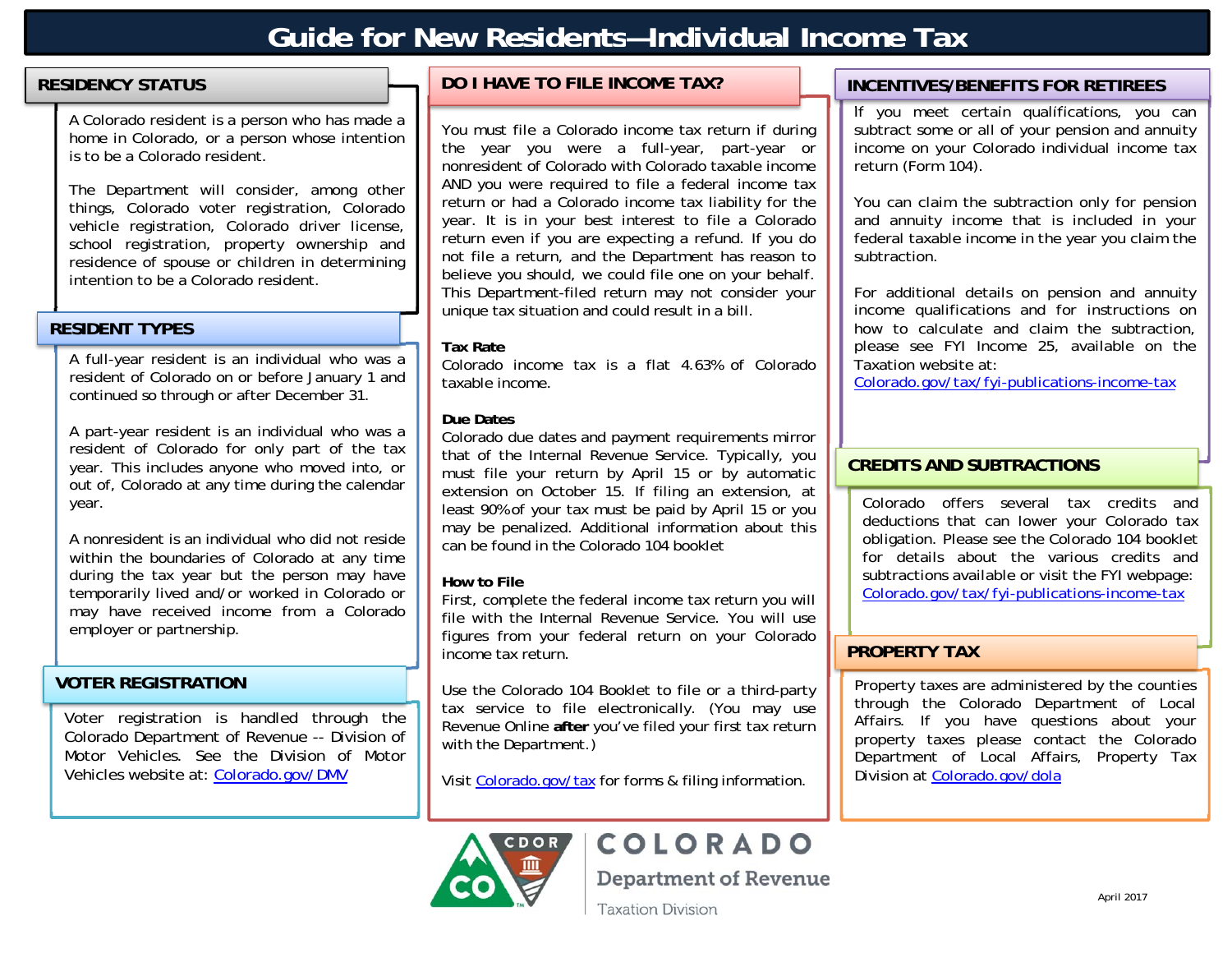# Guide for New Residents—Individual Income Tax

## RESIDENCY STATUS

A Colorado resident is a person who has made a home in Colorado, or a person whose intention is to be a Colorado resident.

The Department will consider, among other things, Colorado voter registration, Colorado vehicle registration, Colorado driver license, school registration, property ownership and residence of spouse or children in determining intention to be a Colorado resident.

## RESIDENT TYPES

A full-year resident is an individual who was a resident of Colorado on or before January 1 and continued so through or after December 31.

A part-year resident is an individual who was a resident of Colorado for only part of the tax year. This includes anyone who moved into, or out of, Colorado at any time during the calendar year.

A nonresident is an individual who did not reside within the boundaries of Colorado at any time during the tax year but the person may have temporarily lived and/or worked in Colorado or may have received income from a Colorado employer or partnership.

## VOTER REGISTRATION

Voter registration is handled through the Colorado Department of Revenue -- Division of Motor Vehicles. See the Division of Motor Vehicles website at: Colorado.gov/DMV

## DO I HAVE TO FILE INCOME TAX?

You must file a Colorado income tax return if during the year you were a full-year, part-year or nonresident of Colorado with Colorado taxable income AND you were required to file a federal income tax return or had a Colorado income tax liability for the year. It is in your best interest to file a Colorado return even if you are expecting a refund. If you do not file a return, and the Department has reason to believe you should, we could file one on your behalf. This Department-filed return may not consider your unique tax situation and could result in a bill.

**Tax Rate**

Colorado income tax is a flat 4.63% of Colorado taxable income.

**Due Dates**

Colorado due dates and payment requirements mirror that of the Internal Revenue Service. Typically, you must file your return by April 15 or by automatic extension on October 15. If filing an extension, at least 90%of your tax must be paid by April 15 or you may be penalized. Additional information about this can be found in the Colorado 104 booklet

**How to File**

First, complete the federal income tax return you will file with the Internal Revenue Service. You will use figures from your federal return on your Colorado income tax return.

Use the Colorado 104 Booklet to file or a third-party tax service to file electronically. (You may use Revenue Online **after** you've filed your first tax return with the Department.)

Visit Colorado.gov/tax for forms & filing information.

## INCENTIVES/BENEFITS FOR RETIREES

If you meet certain qualifications, you can subtract some or all of your pension and annuity income on your Colorado individual income tax return (Form 104).

You can claim the subtraction only for pension and annuity income that is included in your federal taxable income in the year you claim the subtraction.

For additional details on pension and annuity income qualifications and for instructions on how to calculate and claim the subtraction, please see FYI Income 25, available on the Taxation website at:
Colorado.gov/tax/fyi-publications-income-tax

## CREDITS AND SUBTRACTIONS

Colorado offers several tax credits and deductions that can lower your Colorado tax obligation. Please see the Colorado 104 booklet for details about the various credits and subtractions available or visit the FYI webpage: Colorado.gov/tax/fyi-publications-income-tax

## PROPERTY TAX

Property taxes are administered by the counties through the Colorado Department of Local Affairs. If you have questions about your property taxes please contact the Colorado Department of Local Affairs, Property Tax Division at Colorado.gov/dola

COLORADO Department of Revenue Taxation Division

April 2017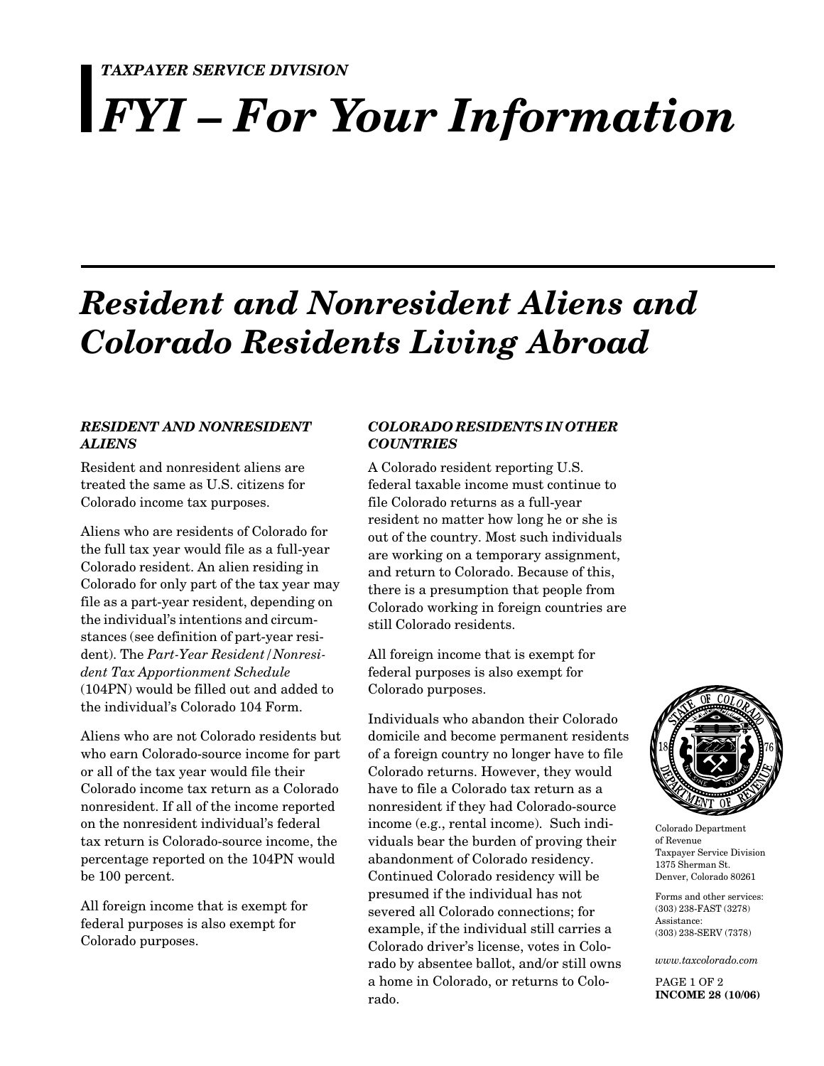*TAXPAYER SERVICE DIVISION*

# *FYI – For Your Information*

## *Resident and Nonresident Aliens and Colorado Residents Living Abroad*

### *RESIDENT AND NONRESIDENT ALIENS*

Resident and nonresident aliens are treated the same as U.S. citizens for Colorado income tax purposes.

Aliens who are residents of Colorado for the full tax year would file as a full-year Colorado resident. An alien residing in Colorado for only part of the tax year may file as a part-year resident, depending on the individual's intentions and circumstances (see definition of part-year resident). The *Part-Year Resident/Nonresident Tax Apportionment Schedule* (104PN) would be filled out and added to the individual's Colorado 104 Form.

Aliens who are not Colorado residents but who earn Colorado-source income for part or all of the tax year would file their Colorado income tax return as a Colorado nonresident. If all of the income reported on the nonresident individual's federal tax return is Colorado-source income, the percentage reported on the 104PN would be 100 percent.

All foreign income that is exempt for federal purposes is also exempt for Colorado purposes.

### *COLORADO RESIDENTS IN OTHER COUNTRIES*

A Colorado resident reporting U.S. federal taxable income must continue to file Colorado returns as a full-year resident no matter how long he or she is out of the country. Most such individuals are working on a temporary assignment, and return to Colorado. Because of this, there is a presumption that people from Colorado working in foreign countries are still Colorado residents.

All foreign income that is exempt for federal purposes is also exempt for Colorado purposes.

Individuals who abandon their Colorado domicile and become permanent residents of a foreign country no longer have to file Colorado returns. However, they would have to file a Colorado tax return as a nonresident if they had Colorado-source income (e.g., rental income). Such individuals bear the burden of proving their abandonment of Colorado residency. Continued Colorado residency will be presumed if the individual has not severed all Colorado connections; for example, if the individual still carries a Colorado driver's license, votes in Colorado by absentee ballot, and/or still owns a home in Colorado, or returns to Colorado.

Colorado Department of Revenue
Taxpayer Service Division
1375 Sherman St.
Denver, Colorado 80261

Forms and other services:
(303) 238-FAST (3278)
Assistance:
(303) 238-SERV (7378)

*www.taxcolorado.com*

**INCOME 28 (10/06)**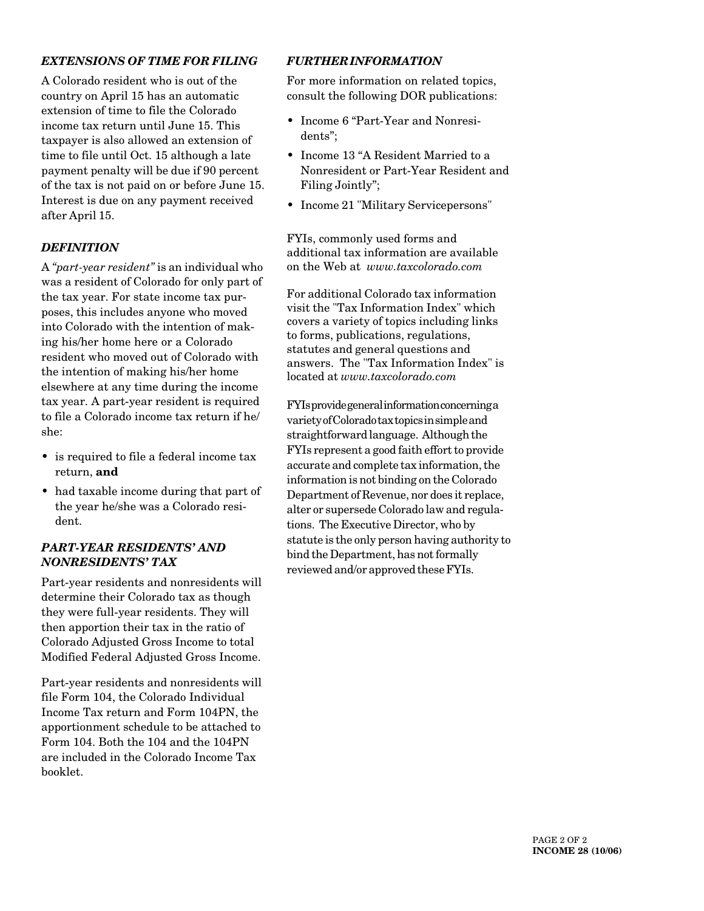### *EXTENSIONS OF TIME FOR FILING*

A Colorado resident who is out of the country on April 15 has an automatic extension of time to file the Colorado income tax return until June 15. This taxpayer is also allowed an extension of time to file until Oct. 15 although a late payment penalty will be due if 90 percent of the tax is not paid on or before June 15. Interest is due on any payment received after April 15.

### *DEFINITION*

A *"part-year resident"* is an individual who was a resident of Colorado for only part of the tax year. For state income tax purposes, this includes anyone who moved into Colorado with the intention of making his/her home here or a Colorado resident who moved out of Colorado with the intention of making his/her home elsewhere at any time during the income tax year. A part-year resident is required to file a Colorado income tax return if he/she:

- is required to file a federal income tax return, **and**
- had taxable income during that part of the year he/she was a Colorado resident.

### *PART-YEAR RESIDENTS' AND NONRESIDENTS' TAX*

Part-year residents and nonresidents will determine their Colorado tax as though they were full-year residents. They will then apportion their tax in the ratio of Colorado Adjusted Gross Income to total Modified Federal Adjusted Gross Income.

Part-year residents and nonresidents will file Form 104, the Colorado Individual Income Tax return and Form 104PN, the apportionment schedule to be attached to Form 104. Both the 104 and the 104PN are included in the Colorado Income Tax booklet.

### *FURTHER INFORMATION*

For more information on related topics, consult the following DOR publications:

- Income 6 "Part-Year and Nonresidents";
- Income 13 "A Resident Married to a Nonresident or Part-Year Resident and Filing Jointly";
- Income 21 "Military Servicepersons"

FYIs, commonly used forms and additional tax information are available on the Web at *www.taxcolorado.com*

For additional Colorado tax information visit the "Tax Information Index" which covers a variety of topics including links to forms, publications, regulations, statutes and general questions and answers. The "Tax Information Index" is located at *www.taxcolorado.com*

FYIs provide general information concerning a variety of Colorado tax topics in simple and straightforward language. Although the FYIs represent a good faith effort to provide accurate and complete tax information, the information is not binding on the Colorado Department of Revenue, nor does it replace, alter or supersede Colorado law and regulations. The Executive Director, who by statute is the only person having authority to bind the Department, has not formally reviewed and/or approved these FYIs.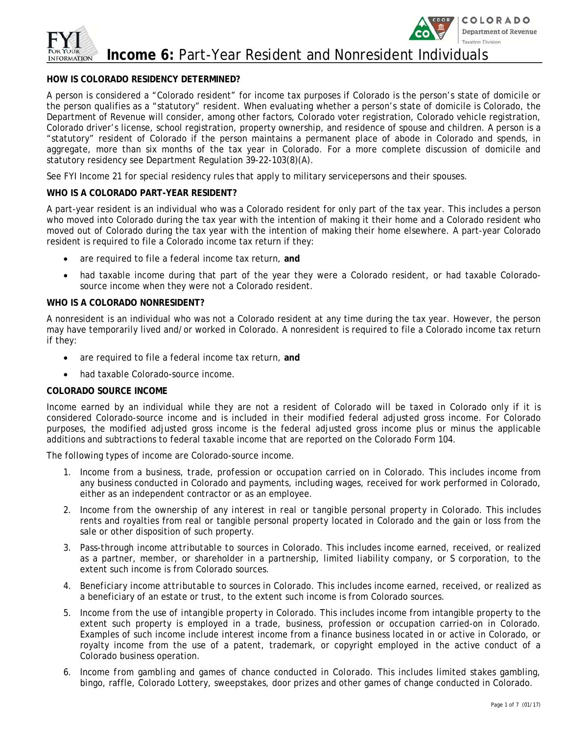# Income 6: Part-Year Resident and Nonresident Individuals

**HOW IS COLORADO RESIDENCY DETERMINED?**

A person is considered a "Colorado resident" for income tax purposes if Colorado is the person's state of domicile or the person qualifies as a "statutory" resident. When evaluating whether a person's state of domicile is Colorado, the Department of Revenue will consider, among other factors, Colorado voter registration, Colorado vehicle registration, Colorado driver's license, school registration, property ownership, and residence of spouse and children. A person is a "statutory" resident of Colorado if the person maintains a permanent place of abode in Colorado and spends, in aggregate, more than six months of the tax year in Colorado. For a more complete discussion of domicile and statutory residency see Department Regulation 39-22-103(8)(A).

See FYI Income 21 for special residency rules that apply to military servicepersons and their spouses.

**WHO IS A COLORADO PART-YEAR RESIDENT?**

A part-year resident is an individual who was a Colorado resident for only part of the tax year. This includes a person who moved into Colorado during the tax year with the intention of making it their home and a Colorado resident who moved out of Colorado during the tax year with the intention of making their home elsewhere. A part-year Colorado resident is required to file a Colorado income tax return if they:

- are required to file a federal income tax return, **and**
- had taxable income during that part of the year they were a Colorado resident, or had taxable Colorado-source income when they were not a Colorado resident.

**WHO IS A COLORADO NONRESIDENT?**

A nonresident is an individual who was not a Colorado resident at any time during the tax year. However, the person may have temporarily lived and/or worked in Colorado. A nonresident is required to file a Colorado income tax return if they:

- are required to file a federal income tax return, **and**
- had taxable Colorado-source income.

**COLORADO SOURCE INCOME**

Income earned by an individual while they are not a resident of Colorado will be taxed in Colorado only if it is considered Colorado-source income and is included in their modified federal adjusted gross income. For Colorado purposes, the modified adjusted gross income is the federal adjusted gross income plus or minus the applicable additions and subtractions to federal taxable income that are reported on the Colorado Form 104.

The following types of income are Colorado-source income.

1. *Income from a business, trade, profession or occupation carried on in Colorado.* This includes income from any business conducted in Colorado and payments, including wages, received for work performed in Colorado, either as an independent contractor or as an employee.
2. *Income from the ownership of any interest in real or tangible personal property in Colorado.* This includes rents and royalties from real or tangible personal property located in Colorado and the gain or loss from the sale or other disposition of such property.
3. *Pass-through income attributable to sources in Colorado.* This includes income earned, received, or realized as a partner, member, or shareholder in a partnership, limited liability company, or S corporation, to the extent such income is from Colorado sources.
4. *Beneficiary income attributable to sources in Colorado.* This includes income earned, received, or realized as a beneficiary of an estate or trust, to the extent such income is from Colorado sources.
5. *Income from the use of intangible property in Colorado.* This includes income from intangible property to the extent such property is employed in a trade, business, profession or occupation carried-on in Colorado. Examples of such income include interest income from a finance business located in or active in Colorado, or royalty income from the use of a patent, trademark, or copyright employed in the active conduct of a Colorado business operation.
6. *Income from gambling and games of chance conducted in Colorado.* This includes limited stakes gambling, bingo, raffle, Colorado Lottery, sweepstakes, door prizes and other games of change conducted in Colorado.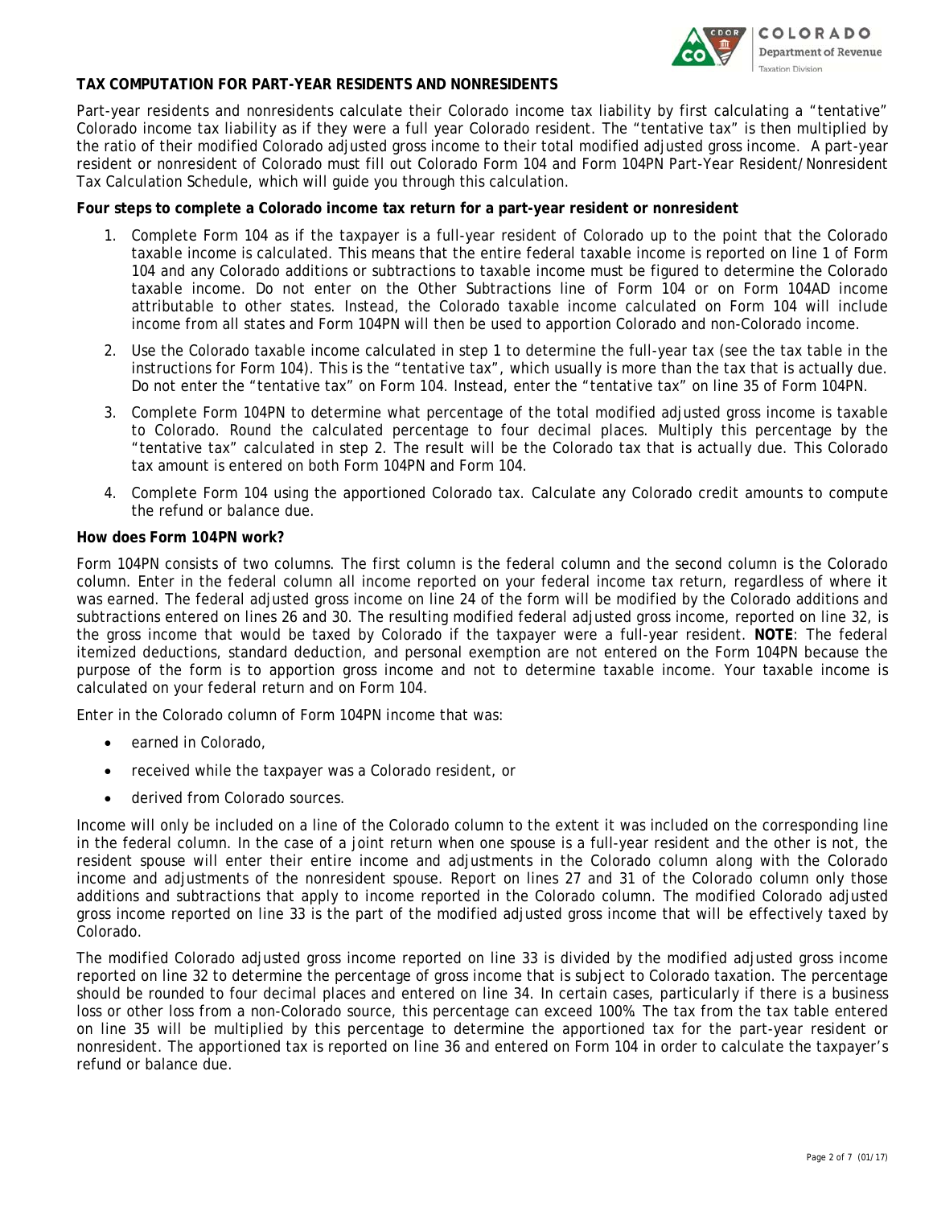## TAX COMPUTATION FOR PART-YEAR RESIDENTS AND NONRESIDENTS

Part-year residents and nonresidents calculate their Colorado income tax liability by first calculating a "tentative" Colorado income tax liability as if they were a full year Colorado resident. The "tentative tax" is then multiplied by the ratio of their modified Colorado adjusted gross income to their total modified adjusted gross income. A part-year resident or nonresident of Colorado must fill out Colorado Form 104 and Form 104PN Part-Year Resident/Nonresident Tax Calculation Schedule, which will guide you through this calculation.

**Four steps to complete a Colorado income tax return for a part-year resident or nonresident**

1. Complete Form 104 as if the taxpayer is a full-year resident of Colorado up to the point that the Colorado taxable income is calculated. This means that the entire federal taxable income is reported on line 1 of Form 104 and any Colorado additions or subtractions to taxable income must be figured to determine the Colorado taxable income. Do not enter on the Other Subtractions line of Form 104 or on Form 104AD income attributable to other states. Instead, the Colorado taxable income calculated on Form 104 will include income from all states and Form 104PN will then be used to apportion Colorado and non-Colorado income.
2. Use the Colorado taxable income calculated in step 1 to determine the full-year tax (see the tax table in the instructions for Form 104). This is the "tentative tax", which usually is more than the tax that is actually due. Do not enter the "tentative tax" on Form 104. Instead, enter the "tentative tax" on line 35 of Form 104PN.
3. Complete Form 104PN to determine what percentage of the total modified adjusted gross income is taxable to Colorado. Round the calculated percentage to four decimal places. Multiply this percentage by the "tentative tax" calculated in step 2. The result will be the Colorado tax that is actually due. This Colorado tax amount is entered on both Form 104PN and Form 104.
4. Complete Form 104 using the apportioned Colorado tax. Calculate any Colorado credit amounts to compute the refund or balance due.

**How does Form 104PN work?**

Form 104PN consists of two columns. The first column is the federal column and the second column is the Colorado column. Enter in the federal column all income reported on your federal income tax return, regardless of where it was earned. The federal adjusted gross income on line 24 of the form will be modified by the Colorado additions and subtractions entered on lines 26 and 30. The resulting modified federal adjusted gross income, reported on line 32, is the gross income that would be taxed by Colorado if the taxpayer were a full-year resident. **NOTE**: The federal itemized deductions, standard deduction, and personal exemption are not entered on the Form 104PN because the purpose of the form is to apportion gross income and not to determine taxable income. Your taxable income is calculated on your federal return and on Form 104.

Enter in the Colorado column of Form 104PN income that was:

- earned in Colorado,
- received while the taxpayer was a Colorado resident, or
- derived from Colorado sources.

Income will only be included on a line of the Colorado column to the extent it was included on the corresponding line in the federal column. In the case of a joint return when one spouse is a full-year resident and the other is not, the resident spouse will enter their entire income and adjustments in the Colorado column along with the Colorado income and adjustments of the nonresident spouse. Report on lines 27 and 31 of the Colorado column only those additions and subtractions that apply to income reported in the Colorado column. The modified Colorado adjusted gross income reported on line 33 is the part of the modified adjusted gross income that will be effectively taxed by Colorado.

The modified Colorado adjusted gross income reported on line 33 is divided by the modified adjusted gross income reported on line 32 to determine the percentage of gross income that is subject to Colorado taxation. The percentage should be rounded to four decimal places and entered on line 34. In certain cases, particularly if there is a business loss or other loss from a non-Colorado source, this percentage can exceed 100%. The tax from the tax table entered on line 35 will be multiplied by this percentage to determine the apportioned tax for the part-year resident or nonresident. The apportioned tax is reported on line 36 and entered on Form 104 in order to calculate the taxpayer's refund or balance due.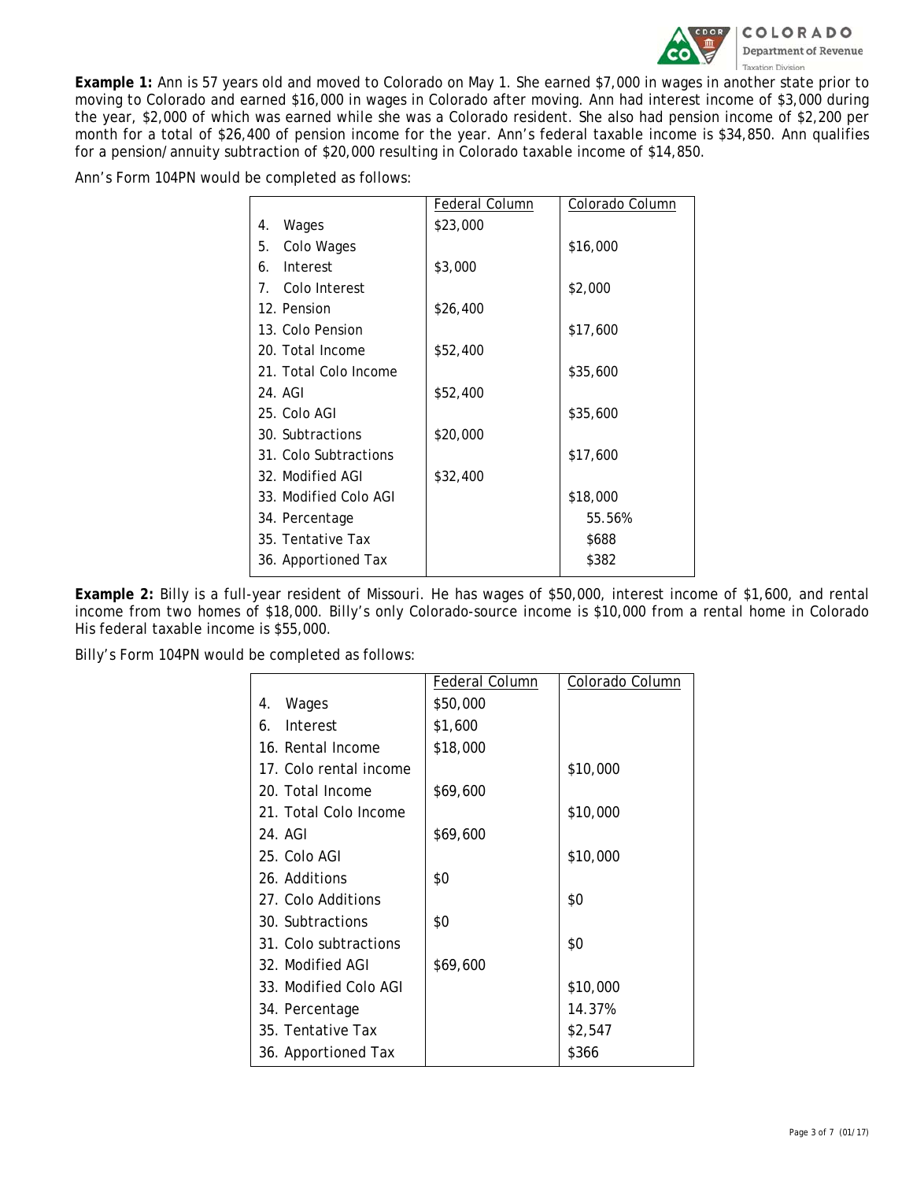**Example 1:** Ann is 57 years old and moved to Colorado on May 1. She earned $7,000 in wages in another state prior to moving to Colorado and earned $16,000 in wages in Colorado after moving. Ann had interest income of $3,000 during the year, $2,000 of which was earned while she was a Colorado resident. She also had pension income of $2,200 per month for a total of $26,400 of pension income for the year. Ann's federal taxable income is $34,850. Ann qualifies for a pension/annuity subtraction of $20,000 resulting in Colorado taxable income of $14,850.

Ann's Form 104PN would be completed as follows:

| | Federal Column | Colorado Column |
|---|---|---|
| 4. Wages | $23,000 | |
| 5. Colo Wages | | $16,000 |
| 6. Interest | $3,000 | |
| 7. Colo Interest | | $2,000 |
| 12. Pension | $26,400 | |
| 13. Colo Pension | | $17,600 |
| 20. Total Income | $52,400 | |
| 21. Total Colo Income | | $35,600 |
| 24. AGI | $52,400 | |
| 25. Colo AGI | | $35,600 |
| 30. Subtractions | $20,000 | |
| 31. Colo Subtractions | | $17,600 |
| 32. Modified AGI | $32,400 | |
| 33. Modified Colo AGI | | $18,000 |
| 34. Percentage | | 55.56% |
| 35. Tentative Tax | | $688 |
| 36. Apportioned Tax | | $382 |

**Example 2:** Billy is a full-year resident of Missouri. He has wages of $50,000, interest income of $1,600, and rental income from two homes of $18,000. Billy's only Colorado-source income is $10,000 from a rental home in Colorado His federal taxable income is $55,000.

Billy's Form 104PN would be completed as follows:

| | Federal Column | Colorado Column |
|---|---|---|
| 4. Wages | $50,000 | |
| 6. Interest | $1,600 | |
| 16. Rental Income | $18,000 | |
| 17. Colo rental income | | $10,000 |
| 20. Total Income | $69,600 | |
| 21. Total Colo Income | | $10,000 |
| 24. AGI | $69,600 | |
| 25. Colo AGI | | $10,000 |
| 26. Additions | $0 | |
| 27. Colo Additions | | $0 |
| 30. Subtractions | $0 | |
| 31. Colo subtractions | | $0 |
| 32. Modified AGI | $69,600 | |
| 33. Modified Colo AGI | | $10,000 |
| 34. Percentage | | 14.37% |
| 35. Tentative Tax | | $2,547 |
| 36. Apportioned Tax | | $366 |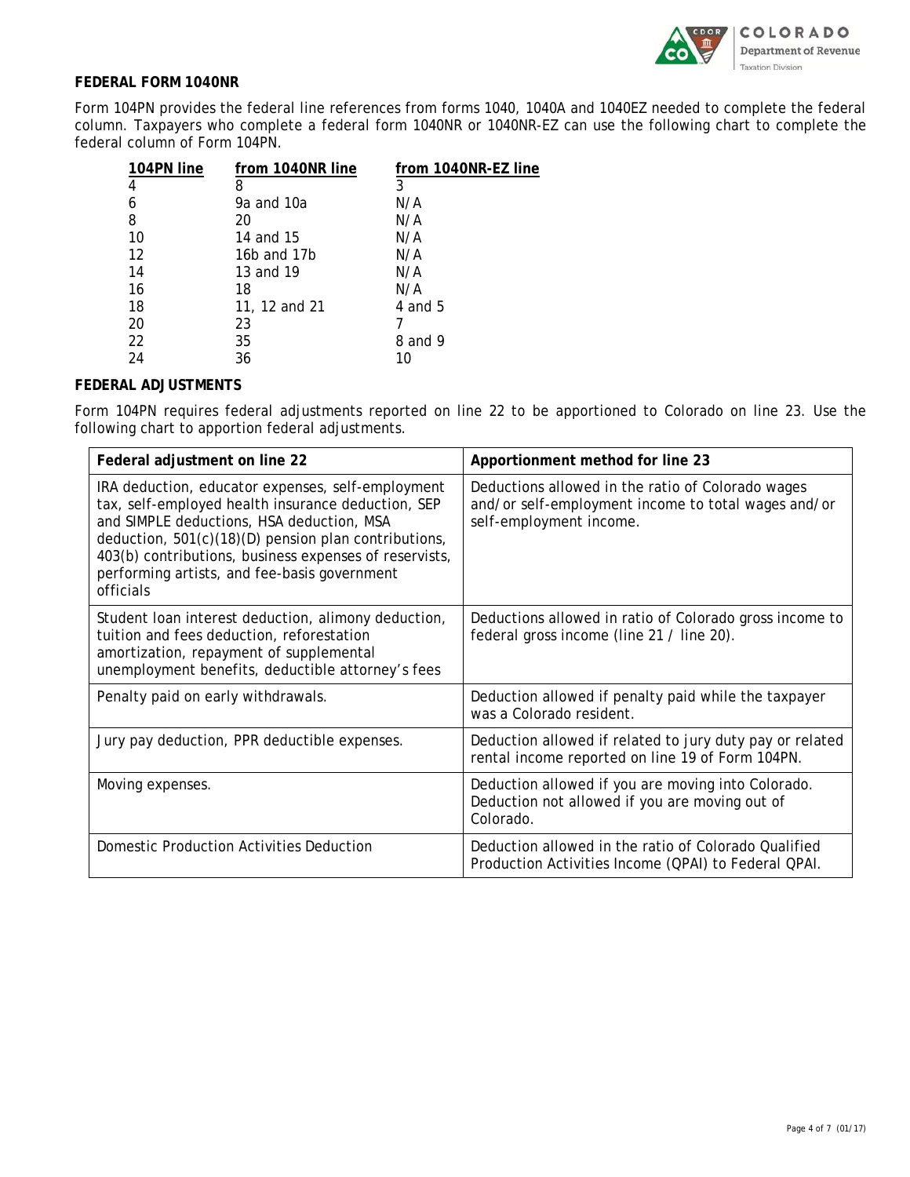## FEDERAL FORM 1040NR

Form 104PN provides the federal line references from forms 1040, 1040A and 1040EZ needed to complete the federal column. Taxpayers who complete a federal form 1040NR or 1040NR-EZ can use the following chart to complete the federal column of Form 104PN.

| 104PN line | from 1040NR line | from 1040NR-EZ line |
|---|---|---|
| 4 | 8 | 3 |
| 6 | 9a and 10a | N/A |
| 8 | 20 | N/A |
| 10 | 14 and 15 | N/A |
| 12 | 16b and 17b | N/A |
| 14 | 13 and 19 | N/A |
| 16 | 18 | N/A |
| 18 | 11, 12 and 21 | 4 and 5 |
| 20 | 23 | 7 |
| 22 | 35 | 8 and 9 |
| 24 | 36 | 10 |

## FEDERAL ADJUSTMENTS

Form 104PN requires federal adjustments reported on line 22 to be apportioned to Colorado on line 23. Use the following chart to apportion federal adjustments.

| Federal adjustment on line 22 | Apportionment method for line 23 |
|---|---|
| IRA deduction, educator expenses, self-employment tax, self-employed health insurance deduction, SEP and SIMPLE deductions, HSA deduction, MSA deduction, 501(c)(18)(D) pension plan contributions, 403(b) contributions, business expenses of reservists, performing artists, and fee-basis government officials | Deductions allowed in the ratio of Colorado wages and/or self-employment income to total wages and/or self-employment income. |
| Student loan interest deduction, alimony deduction, tuition and fees deduction, reforestation amortization, repayment of supplemental unemployment benefits, deductible attorney's fees | Deductions allowed in ratio of Colorado gross income to federal gross income (line 21 / line 20). |
| Penalty paid on early withdrawals. | Deduction allowed if penalty paid while the taxpayer was a Colorado resident. |
| Jury pay deduction, PPR deductible expenses. | Deduction allowed if related to jury duty pay or related rental income reported on line 19 of Form 104PN. |
| Moving expenses. | Deduction allowed if you are moving into Colorado. Deduction not allowed if you are moving out of Colorado. |
| Domestic Production Activities Deduction | Deduction allowed in the ratio of Colorado Qualified Production Activities Income (QPAI) to Federal QPAI. |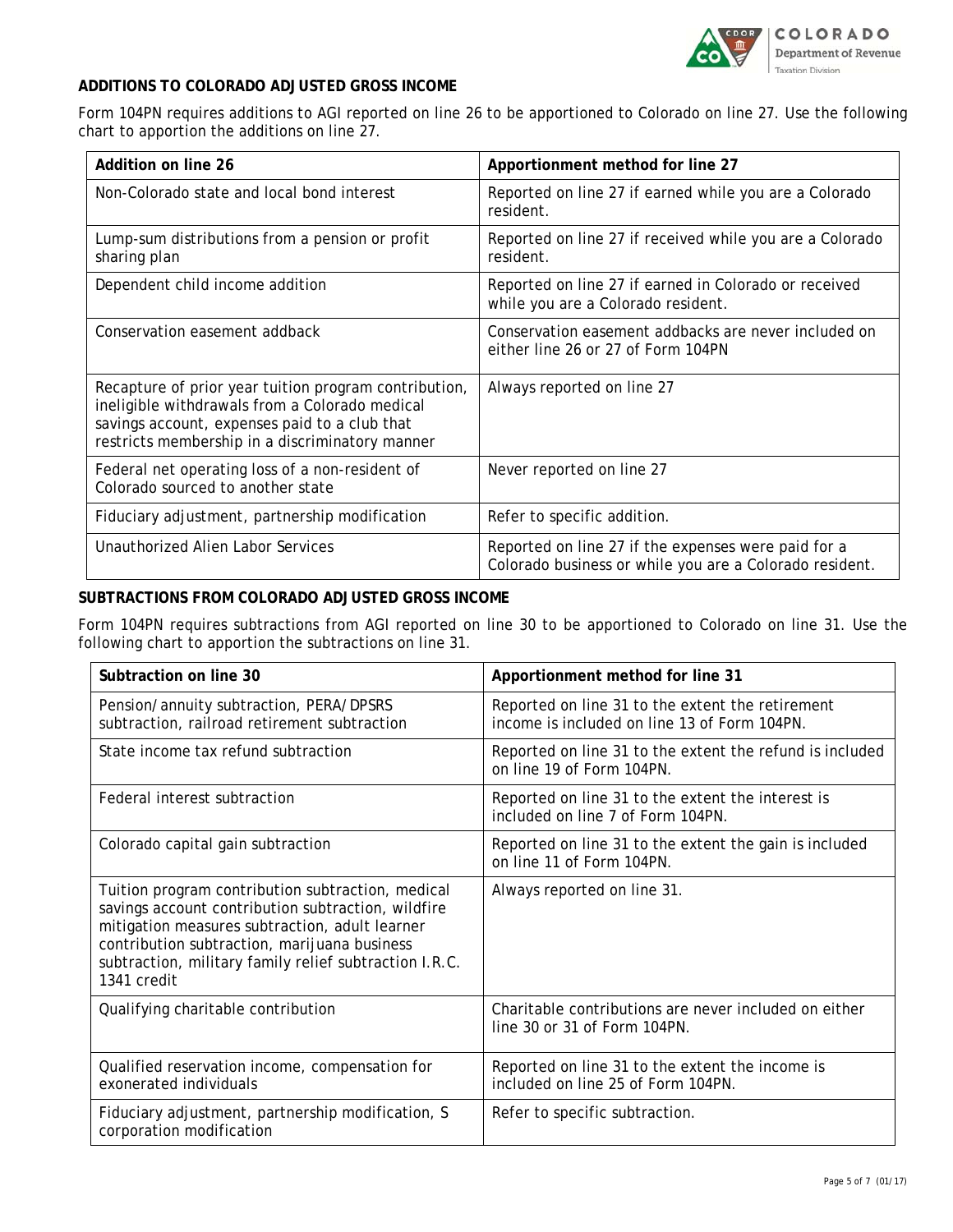## ADDITIONS TO COLORADO ADJUSTED GROSS INCOME

Form 104PN requires additions to AGI reported on line 26 to be apportioned to Colorado on line 27. Use the following chart to apportion the additions on line 27.

| Addition on line 26 | Apportionment method for line 27 |
|---|---|
| Non-Colorado state and local bond interest | Reported on line 27 if earned while you are a Colorado resident. |
| Lump-sum distributions from a pension or profit sharing plan | Reported on line 27 if received while you are a Colorado resident. |
| Dependent child income addition | Reported on line 27 if earned in Colorado or received while you are a Colorado resident. |
| Conservation easement addback | Conservation easement addbacks are never included on either line 26 or 27 of Form 104PN |
| Recapture of prior year tuition program contribution, ineligible withdrawals from a Colorado medical savings account, expenses paid to a club that restricts membership in a discriminatory manner | Always reported on line 27 |
| Federal net operating loss of a non-resident of Colorado sourced to another state | Never reported on line 27 |
| Fiduciary adjustment, partnership modification | Refer to specific addition. |
| Unauthorized Alien Labor Services | Reported on line 27 if the expenses were paid for a Colorado business or while you are a Colorado resident. |

## SUBTRACTIONS FROM COLORADO ADJUSTED GROSS INCOME

Form 104PN requires subtractions from AGI reported on line 30 to be apportioned to Colorado on line 31. Use the following chart to apportion the subtractions on line 31.

| Subtraction on line 30 | Apportionment method for line 31 |
|---|---|
| Pension/annuity subtraction, PERA/DPSRS subtraction, railroad retirement subtraction | Reported on line 31 to the extent the retirement income is included on line 13 of Form 104PN. |
| State income tax refund subtraction | Reported on line 31 to the extent the refund is included on line 19 of Form 104PN. |
| Federal interest subtraction | Reported on line 31 to the extent the interest is included on line 7 of Form 104PN. |
| Colorado capital gain subtraction | Reported on line 31 to the extent the gain is included on line 11 of Form 104PN. |
| Tuition program contribution subtraction, medical savings account contribution subtraction, wildfire mitigation measures subtraction, adult learner contribution subtraction, marijuana business subtraction, military family relief subtraction I.R.C. 1341 credit | Always reported on line 31. |
| Qualifying charitable contribution | Charitable contributions are never included on either line 30 or 31 of Form 104PN. |
| Qualified reservation income, compensation for exonerated individuals | Reported on line 31 to the extent the income is included on line 25 of Form 104PN. |
| Fiduciary adjustment, partnership modification, S corporation modification | Refer to specific subtraction. |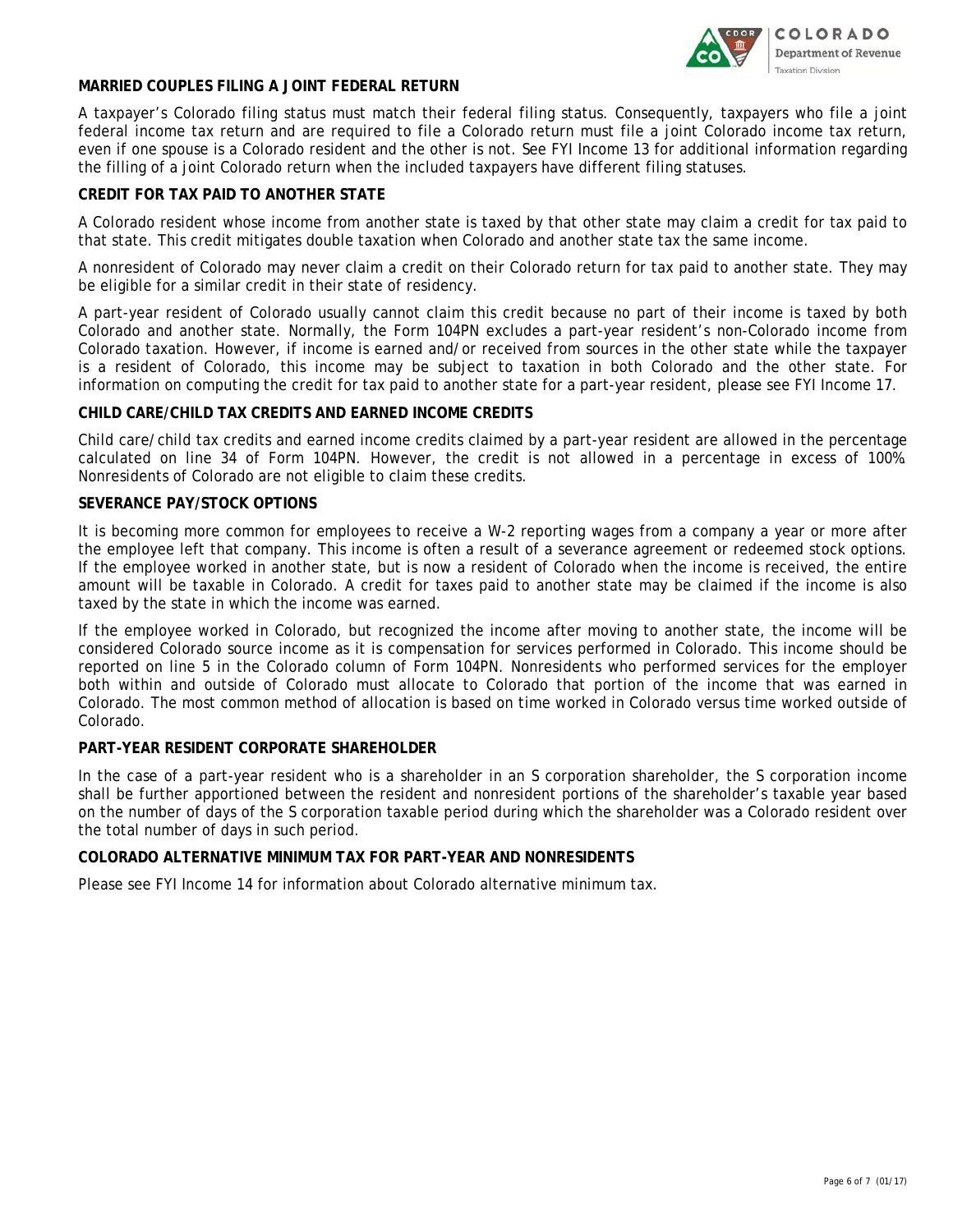**MARRIED COUPLES FILING A JOINT FEDERAL RETURN**

A taxpayer's Colorado filing status must match their federal filing status. Consequently, taxpayers who file a joint federal income tax return and are required to file a Colorado return must file a joint Colorado income tax return, even if one spouse is a Colorado resident and the other is not. See FYI Income 13 for additional information regarding the filling of a joint Colorado return when the included taxpayers have different filing statuses.

**CREDIT FOR TAX PAID TO ANOTHER STATE**

A Colorado resident whose income from another state is taxed by that other state may claim a credit for tax paid to that state. This credit mitigates double taxation when Colorado and another state tax the same income.

A nonresident of Colorado may never claim a credit on their Colorado return for tax paid to another state. They may be eligible for a similar credit in their state of residency.

A part-year resident of Colorado usually cannot claim this credit because no part of their income is taxed by both Colorado and another state. Normally, the Form 104PN excludes a part-year resident's non-Colorado income from Colorado taxation. However, if income is earned and/or received from sources in the other state while the taxpayer is a resident of Colorado, this income may be subject to taxation in both Colorado and the other state. For information on computing the credit for tax paid to another state for a part-year resident, please see FYI Income 17.

**CHILD CARE/CHILD TAX CREDITS AND EARNED INCOME CREDITS**

Child care/child tax credits and earned income credits claimed by a part-year resident are allowed in the percentage calculated on line 34 of Form 104PN. However, the credit is not allowed in a percentage in excess of 100%. Nonresidents of Colorado are not eligible to claim these credits.

**SEVERANCE PAY/STOCK OPTIONS**

It is becoming more common for employees to receive a W-2 reporting wages from a company a year or more after the employee left that company. This income is often a result of a severance agreement or redeemed stock options. If the employee worked in another state, but is now a resident of Colorado when the income is received, the entire amount will be taxable in Colorado. A credit for taxes paid to another state may be claimed if the income is also taxed by the state in which the income was earned.

If the employee worked in Colorado, but recognized the income after moving to another state, the income will be considered Colorado source income as it is compensation for services performed in Colorado. This income should be reported on line 5 in the Colorado column of Form 104PN. Nonresidents who performed services for the employer both within and outside of Colorado must allocate to Colorado that portion of the income that was earned in Colorado. The most common method of allocation is based on time worked in Colorado versus time worked outside of Colorado.

**PART-YEAR RESIDENT CORPORATE SHAREHOLDER**

In the case of a part-year resident who is a shareholder in an S corporation shareholder, the S corporation income shall be further apportioned between the resident and nonresident portions of the shareholder's taxable year based on the number of days of the S corporation taxable period during which the shareholder was a Colorado resident over the total number of days in such period.

**COLORADO ALTERNATIVE MINIMUM TAX FOR PART-YEAR AND NONRESIDENTS**

Please see FYI Income 14 for information about Colorado alternative minimum tax.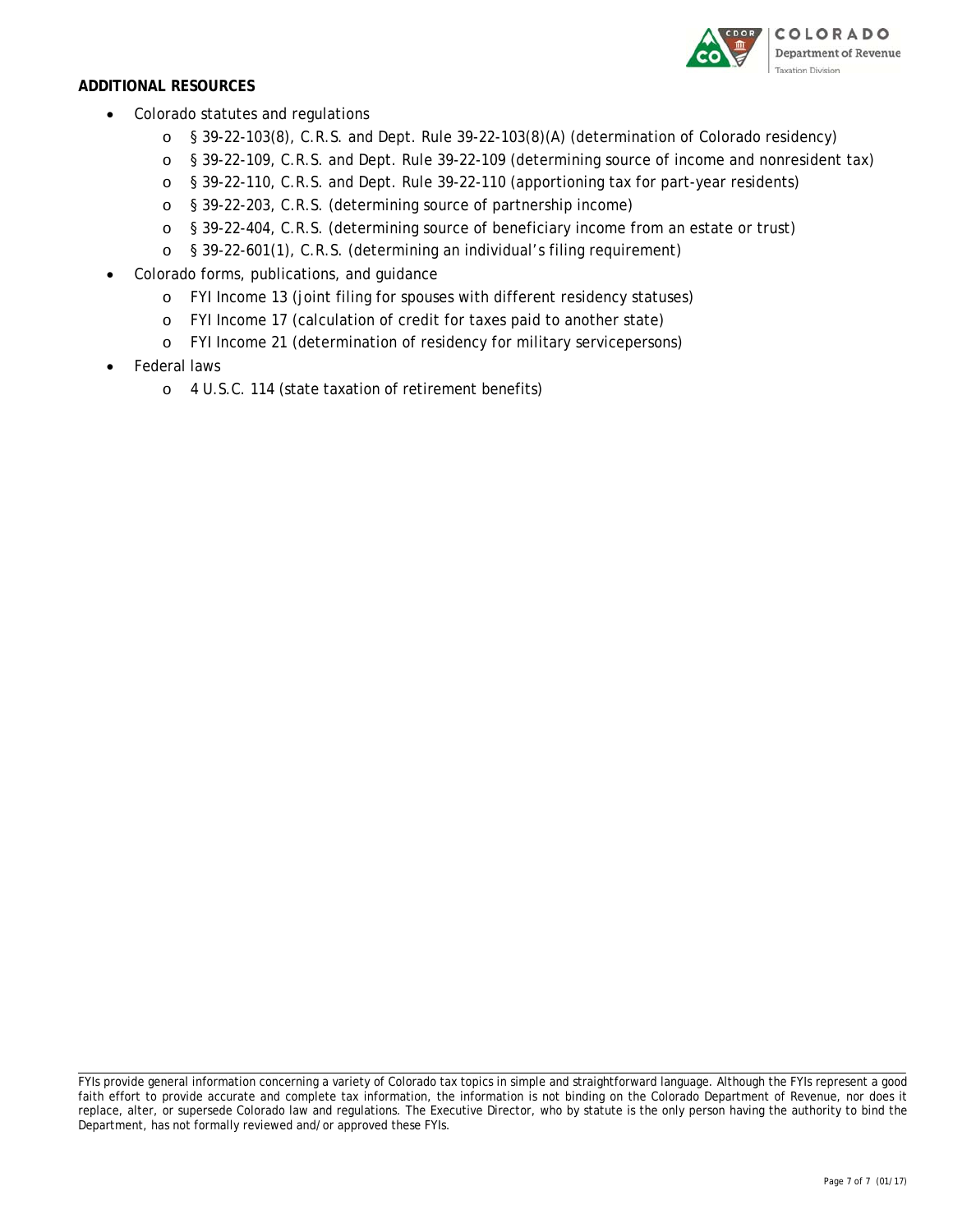## ADDITIONAL RESOURCES

- Colorado statutes and regulations
  - § 39-22-103(8), C.R.S. and Dept. Rule 39-22-103(8)(A) (determination of Colorado residency)
  - § 39-22-109, C.R.S. and Dept. Rule 39-22-109 (determining source of income and nonresident tax)
  - § 39-22-110, C.R.S. and Dept. Rule 39-22-110 (apportioning tax for part-year residents)
  - § 39-22-203, C.R.S. (determining source of partnership income)
  - § 39-22-404, C.R.S. (determining source of beneficiary income from an estate or trust)
  - § 39-22-601(1), C.R.S. (determining an individual's filing requirement)
- Colorado forms, publications, and guidance
  - FYI Income 13 (joint filing for spouses with different residency statuses)
  - FYI Income 17 (calculation of credit for taxes paid to another state)
  - FYI Income 21 (determination of residency for military servicepersons)
- Federal laws
  - 4 U.S.C. 114 (state taxation of retirement benefits)

FYIs provide general information concerning a variety of Colorado tax topics in simple and straightforward language. Although the FYIs represent a good faith effort to provide accurate and complete tax information, the information is not binding on the Colorado Department of Revenue, nor does it replace, alter, or supersede Colorado law and regulations. The Executive Director, who by statute is the only person having the authority to bind the Department, has not formally reviewed and/or approved these FYIs.